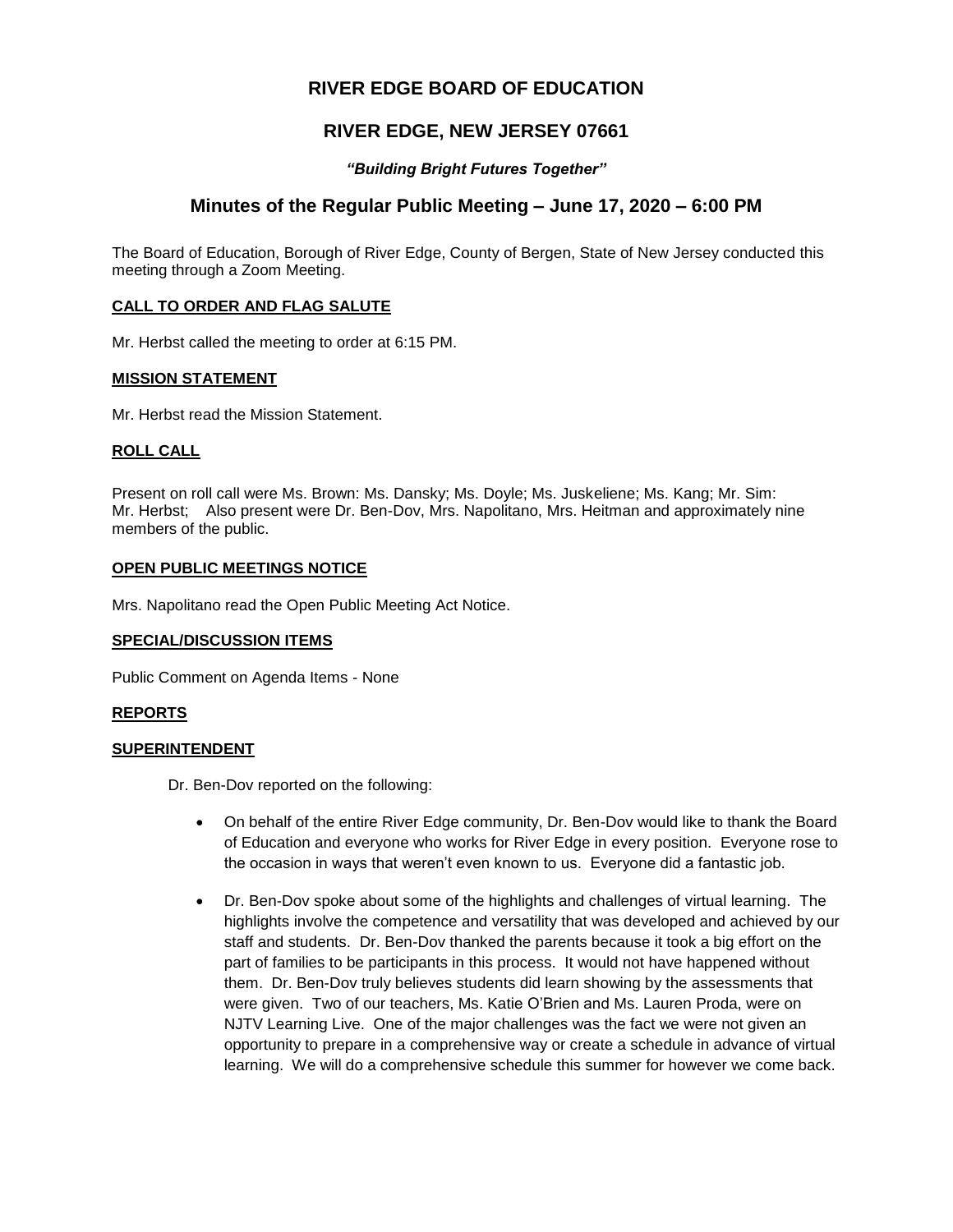# RIVER EDGE BOARD OF EDUCATION

## RIVER EDGE, NEW JERSEY 07661

*"Building Bright Futures Together"*

## Minutes of the Regular Public Meeting – June 17, 2020 – 6:00 PM

The Board of Education, Borough of River Edge, County of Bergen, State of New Jersey conducted this meeting through a Zoom Meeting.

**CALL TO ORDER AND FLAG SALUTE**

Mr. Herbst called the meeting to order at 6:15 PM.

**MISSION STATEMENT**

Mr. Herbst read the Mission Statement.

**ROLL CALL**

Present on roll call were Ms. Brown: Ms. Dansky; Ms. Doyle; Ms. Juskeliene; Ms. Kang; Mr. Sim: Mr. Herbst; Also present were Dr. Ben-Dov, Mrs. Napolitano, Mrs. Heitman and approximately nine members of the public.

**OPEN PUBLIC MEETINGS NOTICE**

Mrs. Napolitano read the Open Public Meeting Act Notice.

**SPECIAL/DISCUSSION ITEMS**

Public Comment on Agenda Items - None

**REPORTS**

**SUPERINTENDENT**

Dr. Ben-Dov reported on the following:

- On behalf of the entire River Edge community, Dr. Ben-Dov would like to thank the Board of Education and everyone who works for River Edge in every position. Everyone rose to the occasion in ways that weren't even known to us. Everyone did a fantastic job.
- Dr. Ben-Dov spoke about some of the highlights and challenges of virtual learning. The highlights involve the competence and versatility that was developed and achieved by our staff and students. Dr. Ben-Dov thanked the parents because it took a big effort on the part of families to be participants in this process. It would not have happened without them. Dr. Ben-Dov truly believes students did learn showing by the assessments that were given. Two of our teachers, Ms. Katie O'Brien and Ms. Lauren Proda, were on NJTV Learning Live. One of the major challenges was the fact we were not given an opportunity to prepare in a comprehensive way or create a schedule in advance of virtual learning. We will do a comprehensive schedule this summer for however we come back.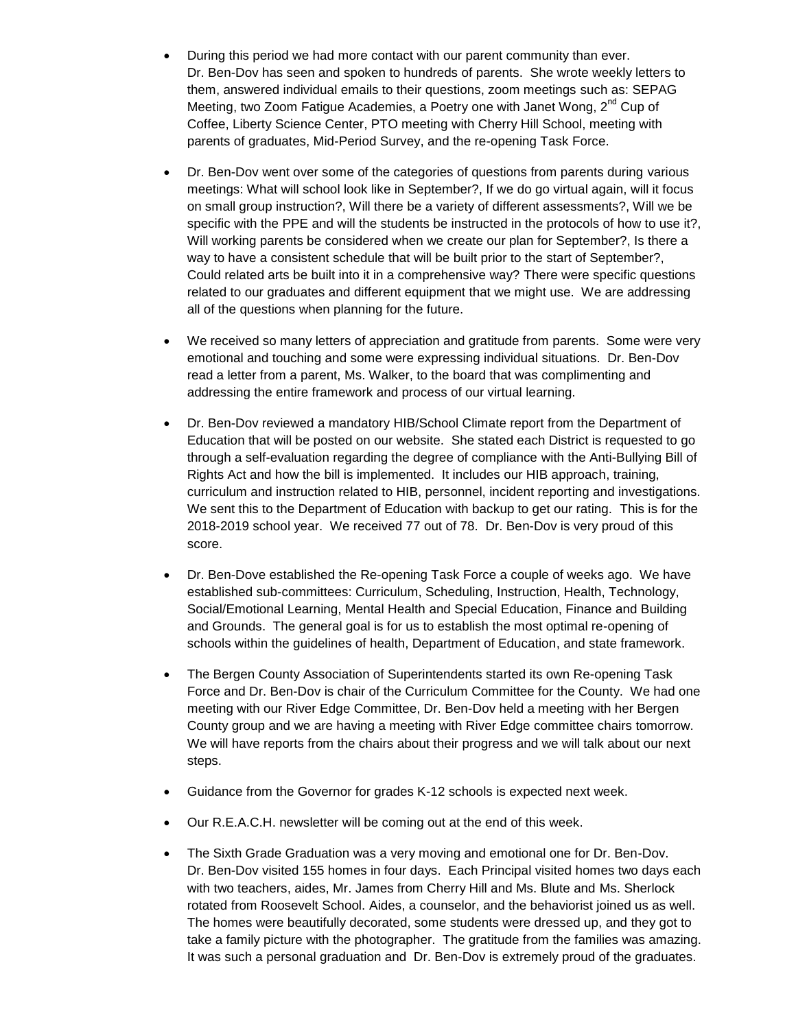- During this period we had more contact with our parent community than ever. Dr. Ben-Dov has seen and spoken to hundreds of parents. She wrote weekly letters to them, answered individual emails to their questions, zoom meetings such as: SEPAG Meeting, two Zoom Fatigue Academies, a Poetry one with Janet Wong, 2nd Cup of Coffee, Liberty Science Center, PTO meeting with Cherry Hill School, meeting with parents of graduates, Mid-Period Survey, and the re-opening Task Force.

- Dr. Ben-Dov went over some of the categories of questions from parents during various meetings: What will school look like in September?, If we do go virtual again, will it focus on small group instruction?, Will there be a variety of different assessments?, Will we be specific with the PPE and will the students be instructed in the protocols of how to use it?, Will working parents be considered when we create our plan for September?, Is there a way to have a consistent schedule that will be built prior to the start of September?, Could related arts be built into it in a comprehensive way? There were specific questions related to our graduates and different equipment that we might use. We are addressing all of the questions when planning for the future.

- We received so many letters of appreciation and gratitude from parents. Some were very emotional and touching and some were expressing individual situations. Dr. Ben-Dov read a letter from a parent, Ms. Walker, to the board that was complimenting and addressing the entire framework and process of our virtual learning.

- Dr. Ben-Dov reviewed a mandatory HIB/School Climate report from the Department of Education that will be posted on our website. She stated each District is requested to go through a self-evaluation regarding the degree of compliance with the Anti-Bullying Bill of Rights Act and how the bill is implemented. It includes our HIB approach, training, curriculum and instruction related to HIB, personnel, incident reporting and investigations. We sent this to the Department of Education with backup to get our rating. This is for the 2018-2019 school year. We received 77 out of 78. Dr. Ben-Dov is very proud of this score.

- Dr. Ben-Dove established the Re-opening Task Force a couple of weeks ago. We have established sub-committees: Curriculum, Scheduling, Instruction, Health, Technology, Social/Emotional Learning, Mental Health and Special Education, Finance and Building and Grounds. The general goal is for us to establish the most optimal re-opening of schools within the guidelines of health, Department of Education, and state framework.

- The Bergen County Association of Superintendents started its own Re-opening Task Force and Dr. Ben-Dov is chair of the Curriculum Committee for the County. We had one meeting with our River Edge Committee, Dr. Ben-Dov held a meeting with her Bergen County group and we are having a meeting with River Edge committee chairs tomorrow. We will have reports from the chairs about their progress and we will talk about our next steps.

- Guidance from the Governor for grades K-12 schools is expected next week.

- Our R.E.A.C.H. newsletter will be coming out at the end of this week.

- The Sixth Grade Graduation was a very moving and emotional one for Dr. Ben-Dov. Dr. Ben-Dov visited 155 homes in four days. Each Principal visited homes two days each with two teachers, aides, Mr. James from Cherry Hill and Ms. Blute and Ms. Sherlock rotated from Roosevelt School. Aides, a counselor, and the behaviorist joined us as well. The homes were beautifully decorated, some students were dressed up, and they got to take a family picture with the photographer. The gratitude from the families was amazing. It was such a personal graduation and Dr. Ben-Dov is extremely proud of the graduates.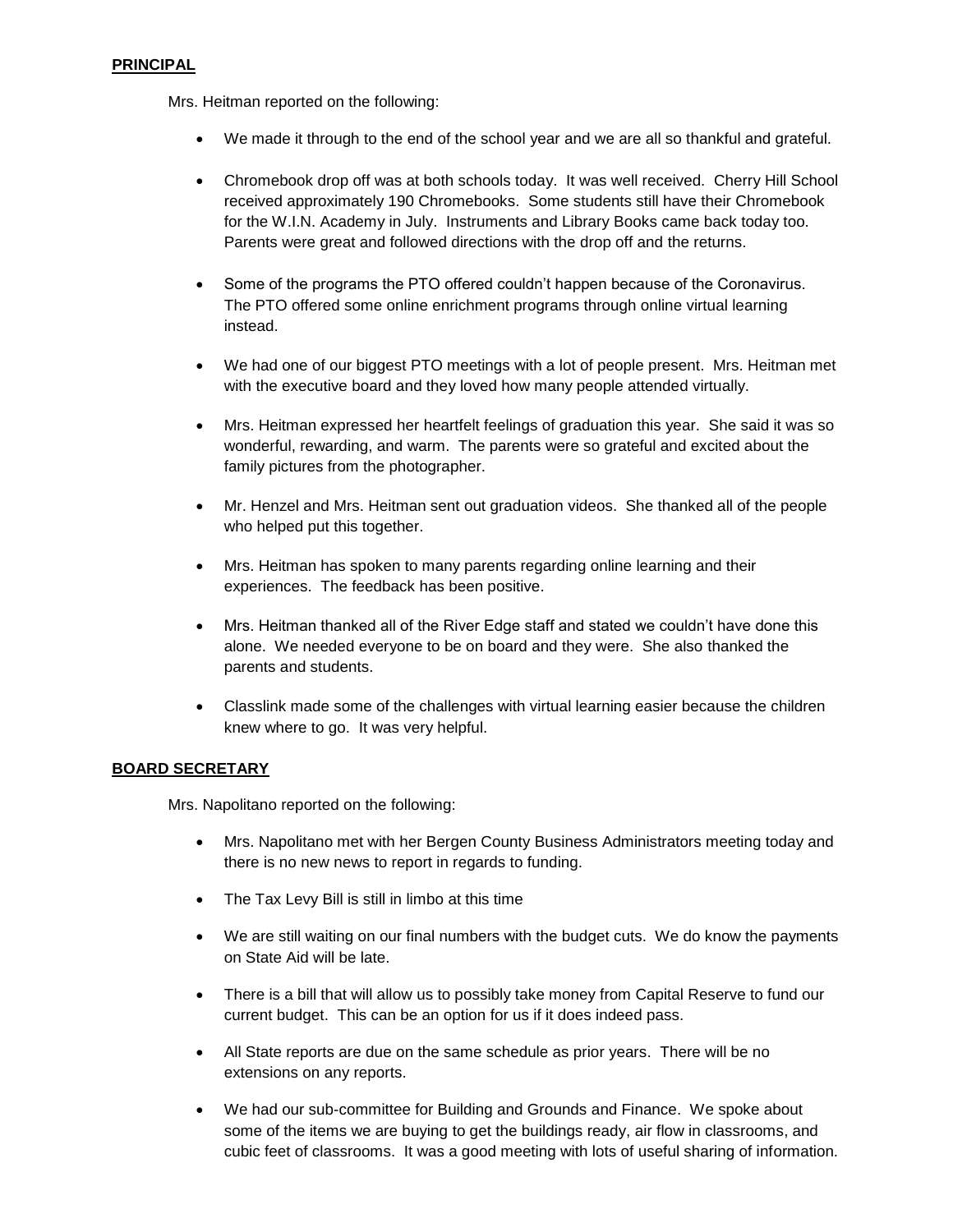**PRINCIPAL**

Mrs. Heitman reported on the following:

- We made it through to the end of the school year and we are all so thankful and grateful.
- Chromebook drop off was at both schools today. It was well received. Cherry Hill School received approximately 190 Chromebooks. Some students still have their Chromebook for the W.I.N. Academy in July. Instruments and Library Books came back today too. Parents were great and followed directions with the drop off and the returns.
- Some of the programs the PTO offered couldn't happen because of the Coronavirus. The PTO offered some online enrichment programs through online virtual learning instead.
- We had one of our biggest PTO meetings with a lot of people present. Mrs. Heitman met with the executive board and they loved how many people attended virtually.
- Mrs. Heitman expressed her heartfelt feelings of graduation this year. She said it was so wonderful, rewarding, and warm. The parents were so grateful and excited about the family pictures from the photographer.
- Mr. Henzel and Mrs. Heitman sent out graduation videos. She thanked all of the people who helped put this together.
- Mrs. Heitman has spoken to many parents regarding online learning and their experiences. The feedback has been positive.
- Mrs. Heitman thanked all of the River Edge staff and stated we couldn't have done this alone. We needed everyone to be on board and they were. She also thanked the parents and students.
- Classlink made some of the challenges with virtual learning easier because the children knew where to go. It was very helpful.

**BOARD SECRETARY**

Mrs. Napolitano reported on the following:

- Mrs. Napolitano met with her Bergen County Business Administrators meeting today and there is no new news to report in regards to funding.
- The Tax Levy Bill is still in limbo at this time
- We are still waiting on our final numbers with the budget cuts. We do know the payments on State Aid will be late.
- There is a bill that will allow us to possibly take money from Capital Reserve to fund our current budget. This can be an option for us if it does indeed pass.
- All State reports are due on the same schedule as prior years. There will be no extensions on any reports.
- We had our sub-committee for Building and Grounds and Finance. We spoke about some of the items we are buying to get the buildings ready, air flow in classrooms, and cubic feet of classrooms. It was a good meeting with lots of useful sharing of information.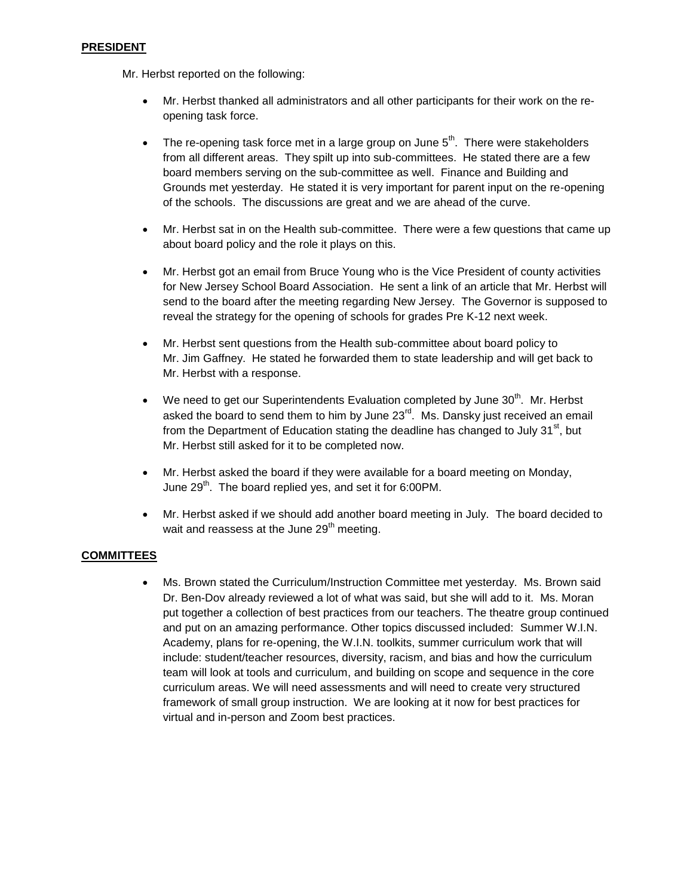**PRESIDENT**

Mr. Herbst reported on the following:

- Mr. Herbst thanked all administrators and all other participants for their work on the re-opening task force.

- The re-opening task force met in a large group on June 5th. There were stakeholders from all different areas. They spilt up into sub-committees. He stated there are a few board members serving on the sub-committee as well. Finance and Building and Grounds met yesterday. He stated it is very important for parent input on the re-opening of the schools. The discussions are great and we are ahead of the curve.

- Mr. Herbst sat in on the Health sub-committee. There were a few questions that came up about board policy and the role it plays on this.

- Mr. Herbst got an email from Bruce Young who is the Vice President of county activities for New Jersey School Board Association. He sent a link of an article that Mr. Herbst will send to the board after the meeting regarding New Jersey. The Governor is supposed to reveal the strategy for the opening of schools for grades Pre K-12 next week.

- Mr. Herbst sent questions from the Health sub-committee about board policy to Mr. Jim Gaffney. He stated he forwarded them to state leadership and will get back to Mr. Herbst with a response.

- We need to get our Superintendents Evaluation completed by June 30th. Mr. Herbst asked the board to send them to him by June 23rd. Ms. Dansky just received an email from the Department of Education stating the deadline has changed to July 31st, but Mr. Herbst still asked for it to be completed now.

- Mr. Herbst asked the board if they were available for a board meeting on Monday, June 29th. The board replied yes, and set it for 6:00PM.

- Mr. Herbst asked if we should add another board meeting in July. The board decided to wait and reassess at the June 29th meeting.

**COMMITTEES**

- Ms. Brown stated the Curriculum/Instruction Committee met yesterday. Ms. Brown said Dr. Ben-Dov already reviewed a lot of what was said, but she will add to it. Ms. Moran put together a collection of best practices from our teachers. The theatre group continued and put on an amazing performance. Other topics discussed included: Summer W.I.N. Academy, plans for re-opening, the W.I.N. toolkits, summer curriculum work that will include: student/teacher resources, diversity, racism, and bias and how the curriculum team will look at tools and curriculum, and building on scope and sequence in the core curriculum areas. We will need assessments and will need to create very structured framework of small group instruction. We are looking at it now for best practices for virtual and in-person and Zoom best practices.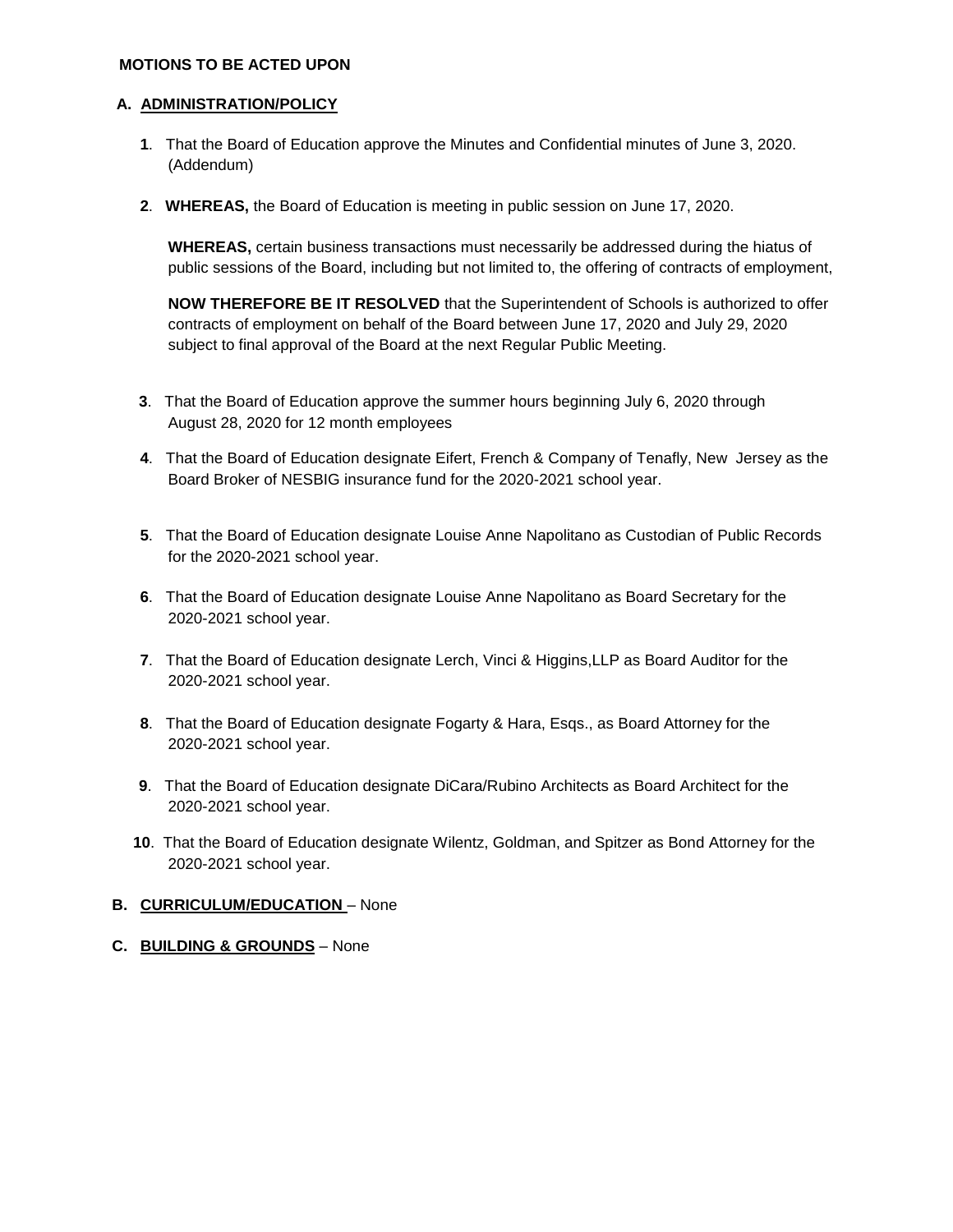**MOTIONS TO BE ACTED UPON**

**A. ADMINISTRATION/POLICY**

**1**. That the Board of Education approve the Minutes and Confidential minutes of June 3, 2020. (Addendum)

**2**. **WHEREAS,** the Board of Education is meeting in public session on June 17, 2020.

**WHEREAS,** certain business transactions must necessarily be addressed during the hiatus of public sessions of the Board, including but not limited to, the offering of contracts of employment,

**NOW THEREFORE BE IT RESOLVED** that the Superintendent of Schools is authorized to offer contracts of employment on behalf of the Board between June 17, 2020 and July 29, 2020 subject to final approval of the Board at the next Regular Public Meeting.

**3**. That the Board of Education approve the summer hours beginning July 6, 2020 through August 28, 2020 for 12 month employees

**4**. That the Board of Education designate Eifert, French & Company of Tenafly, New Jersey as the Board Broker of NESBIG insurance fund for the 2020-2021 school year.

**5**. That the Board of Education designate Louise Anne Napolitano as Custodian of Public Records for the 2020-2021 school year.

**6**. That the Board of Education designate Louise Anne Napolitano as Board Secretary for the 2020-2021 school year.

**7**. That the Board of Education designate Lerch, Vinci & Higgins,LLP as Board Auditor for the 2020-2021 school year.

**8**. That the Board of Education designate Fogarty & Hara, Esqs., as Board Attorney for the 2020-2021 school year.

**9**. That the Board of Education designate DiCara/Rubino Architects as Board Architect for the 2020-2021 school year.

**10**. That the Board of Education designate Wilentz, Goldman, and Spitzer as Bond Attorney for the 2020-2021 school year.

**B. CURRICULUM/EDUCATION** – None

**C. BUILDING & GROUNDS** – None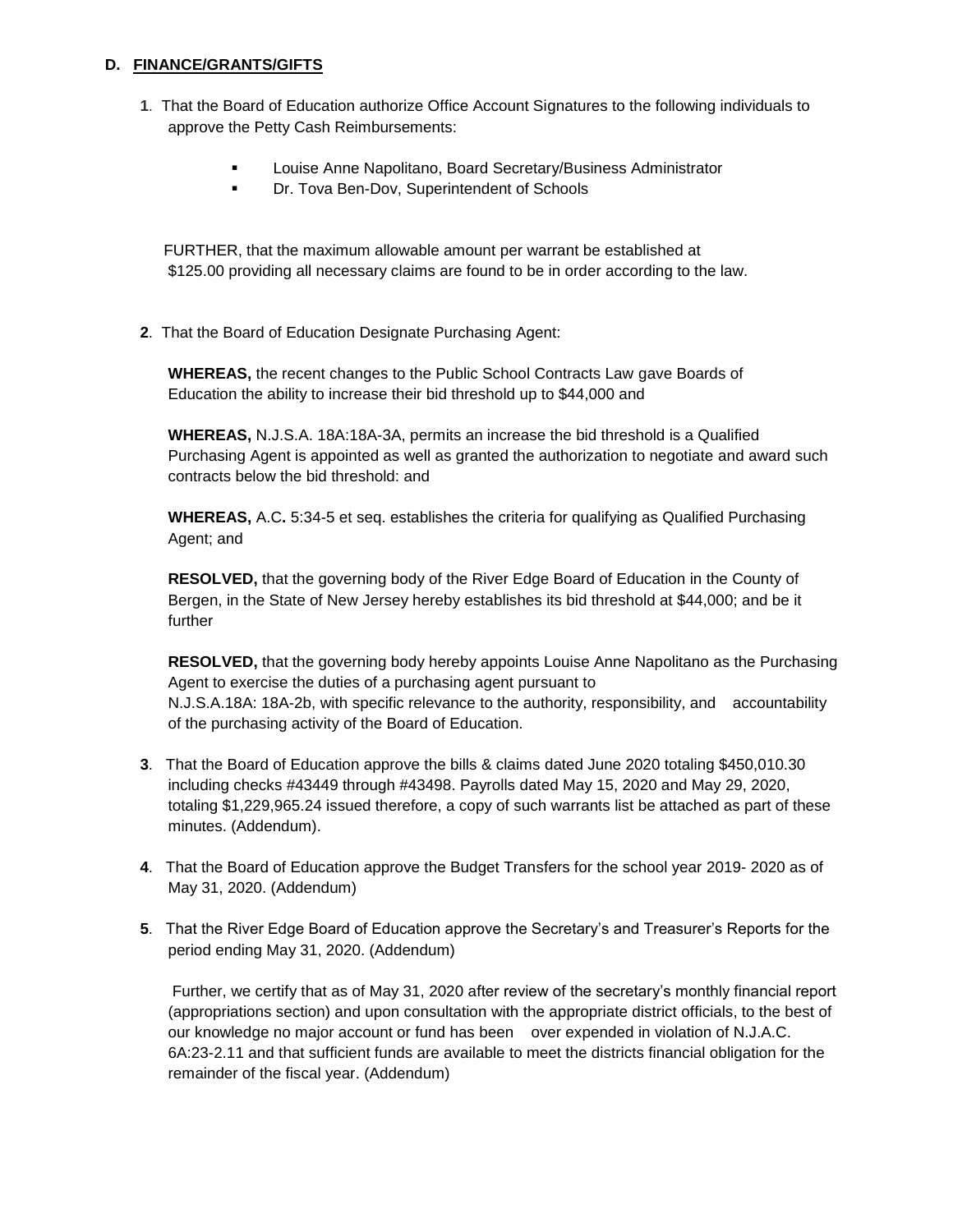## D. FINANCE/GRANTS/GIFTS

**1**. That the Board of Education authorize Office Account Signatures to the following individuals to approve the Petty Cash Reimbursements:

- Louise Anne Napolitano, Board Secretary/Business Administrator
- Dr. Tova Ben-Dov, Superintendent of Schools

FURTHER, that the maximum allowable amount per warrant be established at $125.00 providing all necessary claims are found to be in order according to the law.

**2**. That the Board of Education Designate Purchasing Agent:

**WHEREAS,** the recent changes to the Public School Contracts Law gave Boards of Education the ability to increase their bid threshold up to $44,000 and

**WHEREAS,** N.J.S.A. 18A:18A-3A, permits an increase the bid threshold is a Qualified Purchasing Agent is appointed as well as granted the authorization to negotiate and award such contracts below the bid threshold: and

**WHEREAS,** A.C**.** 5:34-5 et seq. establishes the criteria for qualifying as Qualified Purchasing Agent; and

**RESOLVED,** that the governing body of the River Edge Board of Education in the County of Bergen, in the State of New Jersey hereby establishes its bid threshold at $44,000; and be it further

**RESOLVED,** that the governing body hereby appoints Louise Anne Napolitano as the Purchasing Agent to exercise the duties of a purchasing agent pursuant to N.J.S.A.18A: 18A-2b, with specific relevance to the authority, responsibility, and accountability of the purchasing activity of the Board of Education.

**3**. That the Board of Education approve the bills & claims dated June 2020 totaling $450,010.30 including checks #43449 through #43498. Payrolls dated May 15, 2020 and May 29, 2020, totaling $1,229,965.24 issued therefore, a copy of such warrants list be attached as part of these minutes. (Addendum).

**4**. That the Board of Education approve the Budget Transfers for the school year 2019- 2020 as of May 31, 2020. (Addendum)

**5**. That the River Edge Board of Education approve the Secretary's and Treasurer's Reports for the period ending May 31, 2020. (Addendum)

Further, we certify that as of May 31, 2020 after review of the secretary's monthly financial report (appropriations section) and upon consultation with the appropriate district officials, to the best of our knowledge no major account or fund has been over expended in violation of N.J.A.C. 6A:23-2.11 and that sufficient funds are available to meet the districts financial obligation for the remainder of the fiscal year. (Addendum)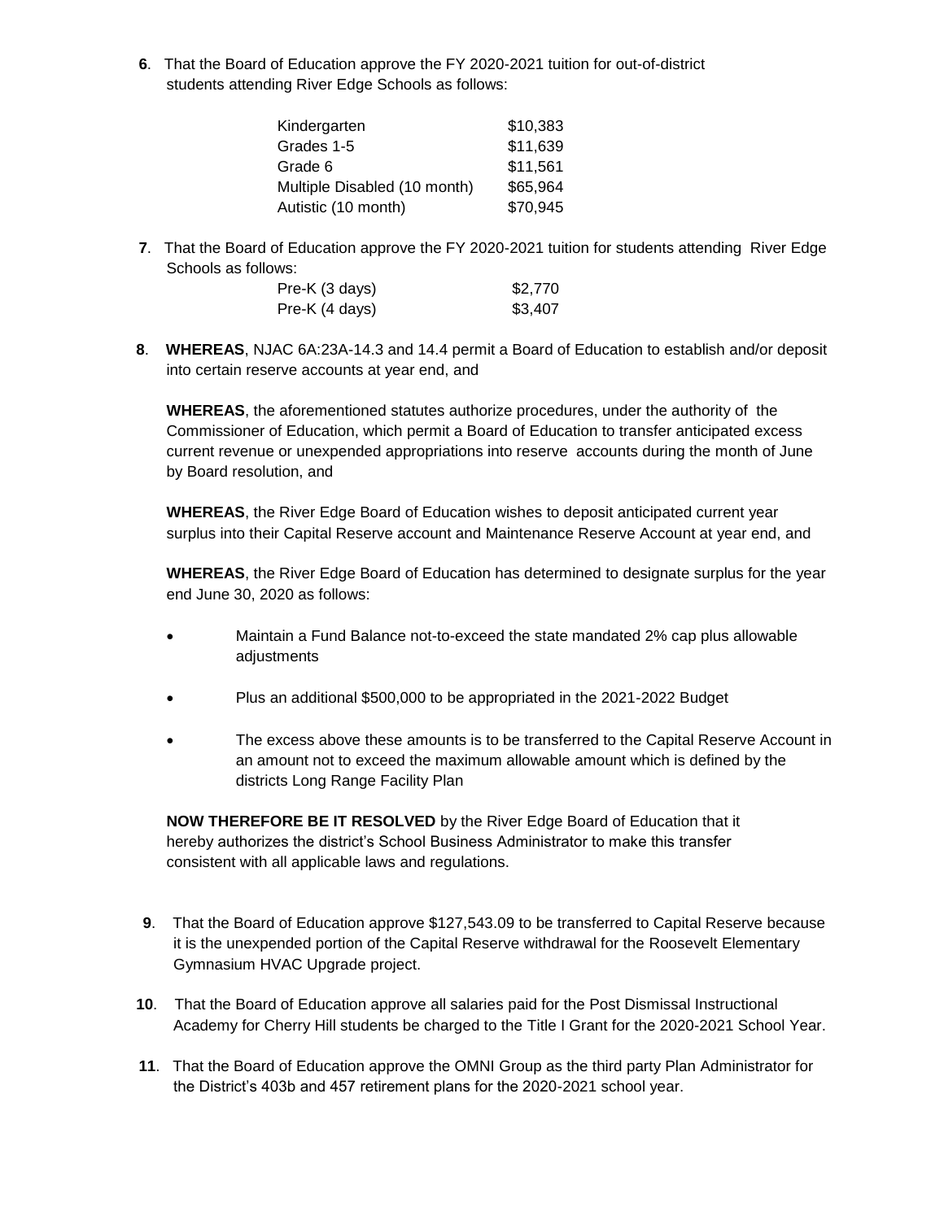**6**. That the Board of Education approve the FY 2020-2021 tuition for out-of-district students attending River Edge Schools as follows:

| | |
|---|---|
| Kindergarten | $10,383 |
| Grades 1-5 | $11,639 |
| Grade 6 | $11,561 |
| Multiple Disabled (10 month) | $65,964 |
| Autistic (10 month) | $70,945 |

**7**. That the Board of Education approve the FY 2020-2021 tuition for students attending River Edge Schools as follows:

| | |
|---|---|
| Pre-K (3 days) | $2,770 |
| Pre-K (4 days) | $3,407 |

**8**. **WHEREAS**, NJAC 6A:23A-14.3 and 14.4 permit a Board of Education to establish and/or deposit into certain reserve accounts at year end, and

**WHEREAS**, the aforementioned statutes authorize procedures, under the authority of the Commissioner of Education, which permit a Board of Education to transfer anticipated excess current revenue or unexpended appropriations into reserve accounts during the month of June by Board resolution, and

**WHEREAS**, the River Edge Board of Education wishes to deposit anticipated current year surplus into their Capital Reserve account and Maintenance Reserve Account at year end, and

**WHEREAS**, the River Edge Board of Education has determined to designate surplus for the year end June 30, 2020 as follows:

- Maintain a Fund Balance not-to-exceed the state mandated 2% cap plus allowable adjustments
- Plus an additional $500,000 to be appropriated in the 2021-2022 Budget
- The excess above these amounts is to be transferred to the Capital Reserve Account in an amount not to exceed the maximum allowable amount which is defined by the districts Long Range Facility Plan

**NOW THEREFORE BE IT RESOLVED** by the River Edge Board of Education that it hereby authorizes the district's School Business Administrator to make this transfer consistent with all applicable laws and regulations.

**9**. That the Board of Education approve $127,543.09 to be transferred to Capital Reserve because it is the unexpended portion of the Capital Reserve withdrawal for the Roosevelt Elementary Gymnasium HVAC Upgrade project.

**10**. That the Board of Education approve all salaries paid for the Post Dismissal Instructional Academy for Cherry Hill students be charged to the Title I Grant for the 2020-2021 School Year.

**11**. That the Board of Education approve the OMNI Group as the third party Plan Administrator for the District's 403b and 457 retirement plans for the 2020-2021 school year.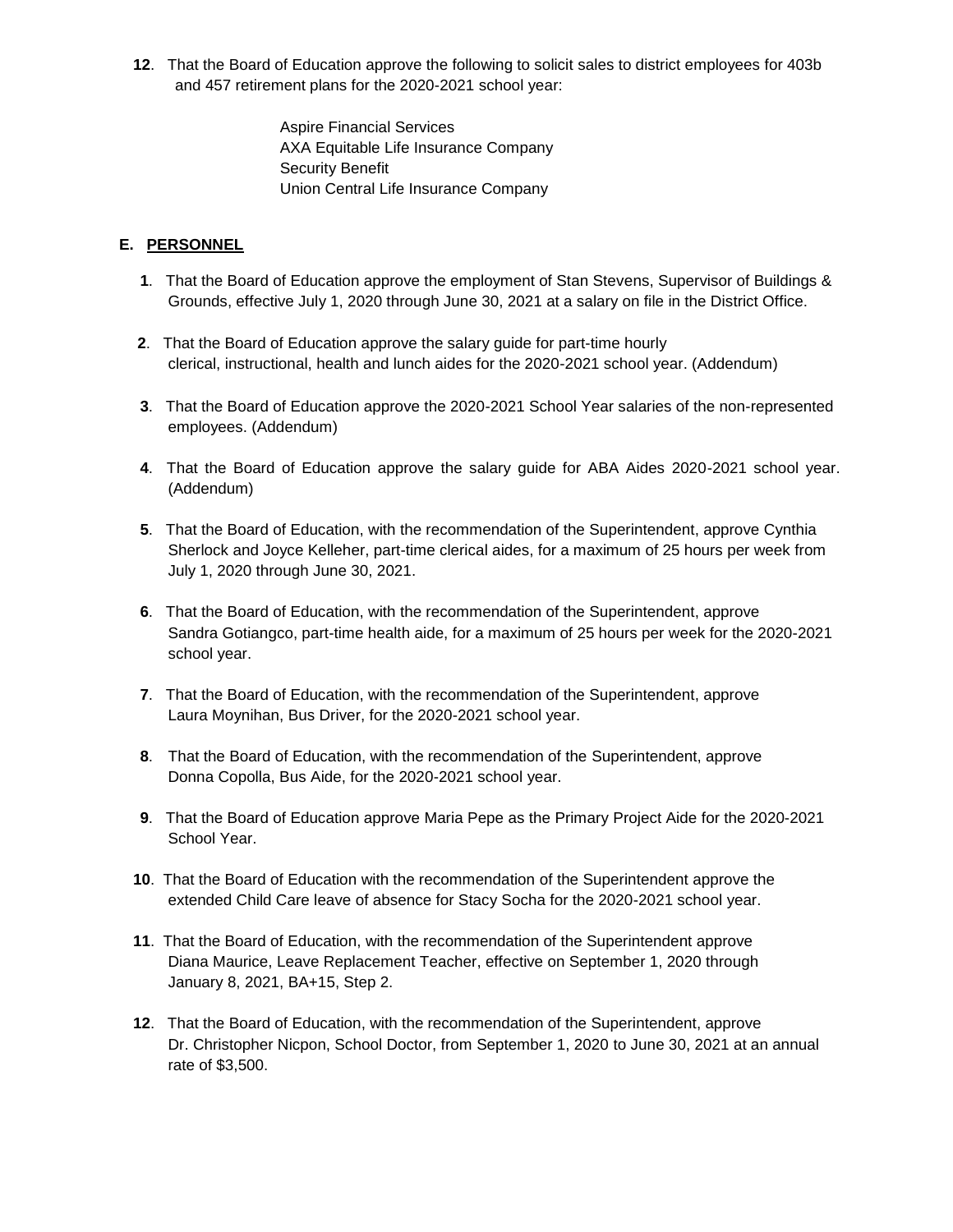**12**. That the Board of Education approve the following to solicit sales to district employees for 403b and 457 retirement plans for the 2020-2021 school year:

Aspire Financial Services
AXA Equitable Life Insurance Company
Security Benefit
Union Central Life Insurance Company

**E. PERSONNEL**

**1**. That the Board of Education approve the employment of Stan Stevens, Supervisor of Buildings & Grounds, effective July 1, 2020 through June 30, 2021 at a salary on file in the District Office.

**2**. That the Board of Education approve the salary guide for part-time hourly clerical, instructional, health and lunch aides for the 2020-2021 school year. (Addendum)

**3**. That the Board of Education approve the 2020-2021 School Year salaries of the non-represented employees. (Addendum)

**4**. That the Board of Education approve the salary guide for ABA Aides 2020-2021 school year. (Addendum)

**5**. That the Board of Education, with the recommendation of the Superintendent, approve Cynthia Sherlock and Joyce Kelleher, part-time clerical aides, for a maximum of 25 hours per week from July 1, 2020 through June 30, 2021.

**6**. That the Board of Education, with the recommendation of the Superintendent, approve Sandra Gotiangco, part-time health aide, for a maximum of 25 hours per week for the 2020-2021 school year.

**7**. That the Board of Education, with the recommendation of the Superintendent, approve Laura Moynihan, Bus Driver, for the 2020-2021 school year.

**8**. That the Board of Education, with the recommendation of the Superintendent, approve Donna Copolla, Bus Aide, for the 2020-2021 school year.

**9**. That the Board of Education approve Maria Pepe as the Primary Project Aide for the 2020-2021 School Year.

**10**. That the Board of Education with the recommendation of the Superintendent approve the extended Child Care leave of absence for Stacy Socha for the 2020-2021 school year.

**11**. That the Board of Education, with the recommendation of the Superintendent approve Diana Maurice, Leave Replacement Teacher, effective on September 1, 2020 through January 8, 2021, BA+15, Step 2.

**12**. That the Board of Education, with the recommendation of the Superintendent, approve Dr. Christopher Nicpon, School Doctor, from September 1, 2020 to June 30, 2021 at an annual rate of $3,500.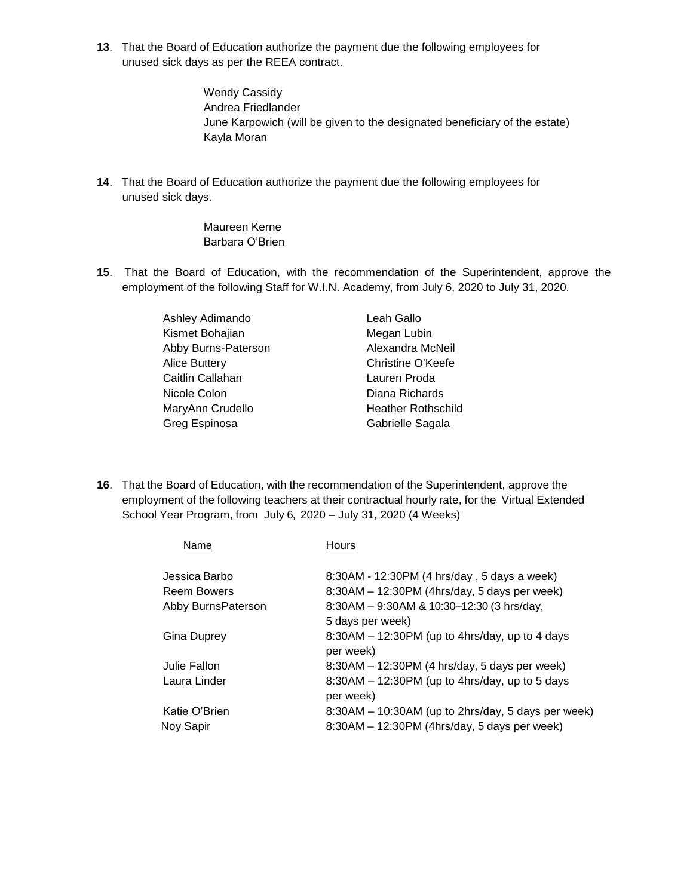**13**. That the Board of Education authorize the payment due the following employees for unused sick days as per the REEA contract.

Wendy Cassidy
Andrea Friedlander
June Karpowich (will be given to the designated beneficiary of the estate)
Kayla Moran

**14**. That the Board of Education authorize the payment due the following employees for unused sick days.

Maureen Kerne
Barbara O'Brien

**15**. That the Board of Education, with the recommendation of the Superintendent, approve the employment of the following Staff for W.I.N. Academy, from July 6, 2020 to July 31, 2020.

| | |
|---|---|
| Ashley Adimando | Leah Gallo |
| Kismet Bohajian | Megan Lubin |
| Abby Burns-Paterson | Alexandra McNeil |
| Alice Buttery | Christine O'Keefe |
| Caitlin Callahan | Lauren Proda |
| Nicole Colon | Diana Richards |
| MaryAnn Crudello | Heather Rothschild |
| Greg Espinosa | Gabrielle Sagala |

**16**. That the Board of Education, with the recommendation of the Superintendent, approve the employment of the following teachers at their contractual hourly rate, for the Virtual Extended School Year Program, from July 6, 2020 – July 31, 2020 (4 Weeks)

| Name | Hours |
|---|---|
| Jessica Barbo | 8:30AM - 12:30PM (4 hrs/day , 5 days a week) |
| Reem Bowers | 8:30AM – 12:30PM (4hrs/day, 5 days per week) |
| Abby BurnsPaterson | 8:30AM – 9:30AM & 10:30–12:30 (3 hrs/day, 5 days per week) |
| Gina Duprey | 8:30AM – 12:30PM (up to 4hrs/day, up to 4 days per week) |
| Julie Fallon | 8:30AM – 12:30PM (4 hrs/day, 5 days per week) |
| Laura Linder | 8:30AM – 12:30PM (up to 4hrs/day, up to 5 days per week) |
| Katie O'Brien | 8:30AM – 10:30AM (up to 2hrs/day, 5 days per week) |
| Noy Sapir | 8:30AM – 12:30PM (4hrs/day, 5 days per week) |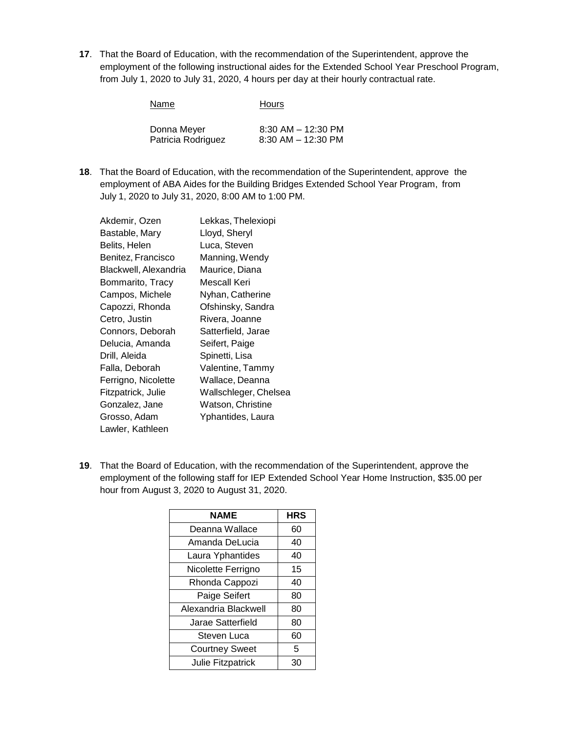**17**. That the Board of Education, with the recommendation of the Superintendent, approve the employment of the following instructional aides for the Extended School Year Preschool Program, from July 1, 2020 to July 31, 2020, 4 hours per day at their hourly contractual rate.

| Name | Hours |
|---|---|
| Donna Meyer | 8:30 AM – 12:30 PM |
| Patricia Rodriguez | 8:30 AM – 12:30 PM |

**18**. That the Board of Education, with the recommendation of the Superintendent, approve the employment of ABA Aides for the Building Bridges Extended School Year Program, from July 1, 2020 to July 31, 2020, 8:00 AM to 1:00 PM.

| | |
|---|---|
| Akdemir, Ozen | Lekkas, Thelexiopi |
| Bastable, Mary | Lloyd, Sheryl |
| Belits, Helen | Luca, Steven |
| Benitez, Francisco | Manning, Wendy |
| Blackwell, Alexandria | Maurice, Diana |
| Bommarito, Tracy | Mescall Keri |
| Campos, Michele | Nyhan, Catherine |
| Capozzi, Rhonda | Ofshinsky, Sandra |
| Cetro, Justin | Rivera, Joanne |
| Connors, Deborah | Satterfield, Jarae |
| Delucia, Amanda | Seifert, Paige |
| Drill, Aleida | Spinetti, Lisa |
| Falla, Deborah | Valentine, Tammy |
| Ferrigno, Nicolette | Wallace, Deanna |
| Fitzpatrick, Julie | Wallschleger, Chelsea |
| Gonzalez, Jane | Watson, Christine |
| Grosso, Adam | Yphantides, Laura |
| Lawler, Kathleen | |

**19**. That the Board of Education, with the recommendation of the Superintendent, approve the employment of the following staff for IEP Extended School Year Home Instruction, $35.00 per hour from August 3, 2020 to August 31, 2020.

| NAME | HRS |
|---|---|
| Deanna Wallace | 60 |
| Amanda DeLucia | 40 |
| Laura Yphantides | 40 |
| Nicolette Ferrigno | 15 |
| Rhonda Cappozi | 40 |
| Paige Seifert | 80 |
| Alexandria Blackwell | 80 |
| Jarae Satterfield | 80 |
| Steven Luca | 60 |
| Courtney Sweet | 5 |
| Julie Fitzpatrick | 30 |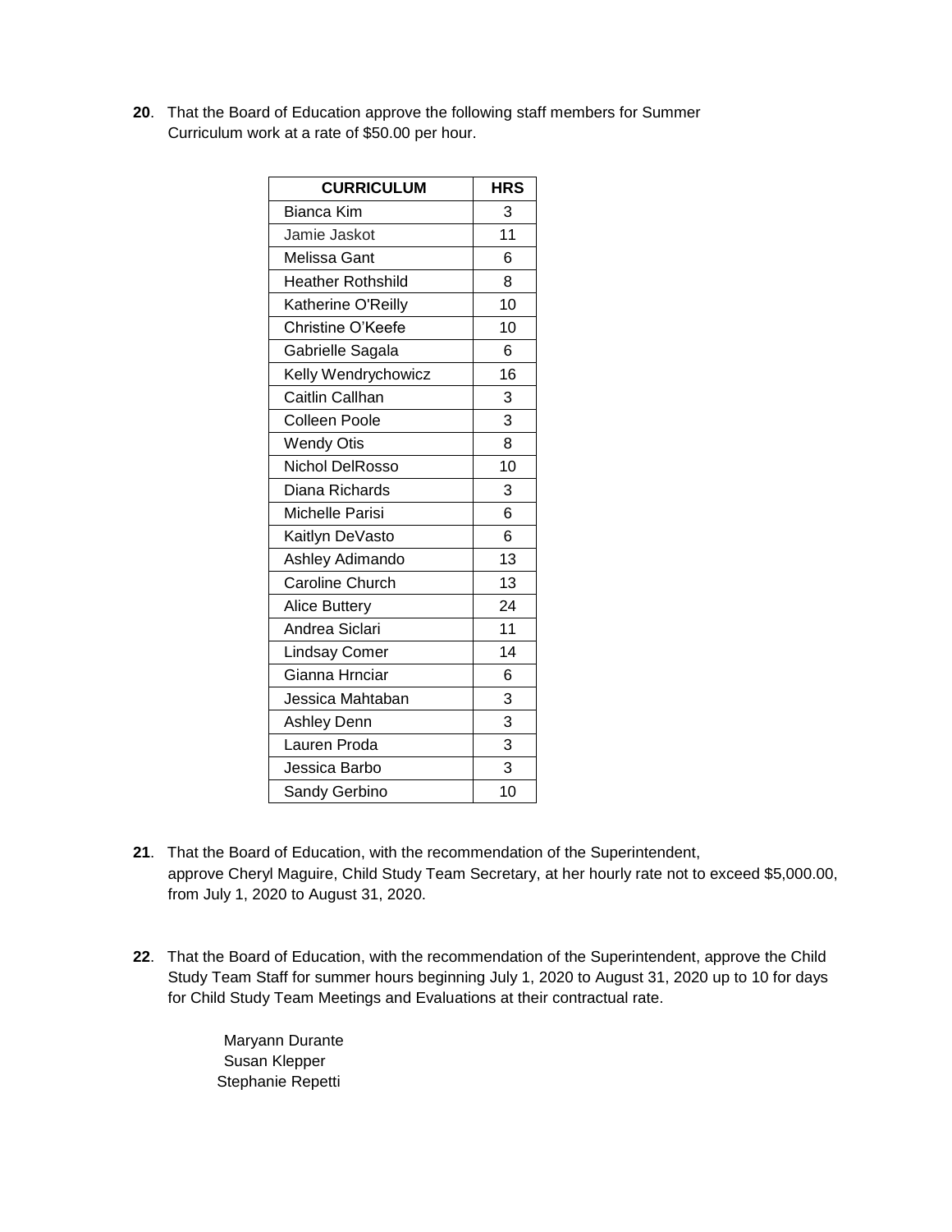**20**. That the Board of Education approve the following staff members for Summer Curriculum work at a rate of $50.00 per hour.

| CURRICULUM | HRS |
|---|---|
| Bianca Kim | 3 |
| Jamie Jaskot | 11 |
| Melissa Gant | 6 |
| Heather Rothshild | 8 |
| Katherine O'Reilly | 10 |
| Christine O'Keefe | 10 |
| Gabrielle Sagala | 6 |
| Kelly Wendrychowicz | 16 |
| Caitlin Callhan | 3 |
| Colleen Poole | 3 |
| Wendy Otis | 8 |
| Nichol DelRosso | 10 |
| Diana Richards | 3 |
| Michelle Parisi | 6 |
| Kaitlyn DeVasto | 6 |
| Ashley Adimando | 13 |
| Caroline Church | 13 |
| Alice Buttery | 24 |
| Andrea Siclari | 11 |
| Lindsay Comer | 14 |
| Gianna Hrnciar | 6 |
| Jessica Mahtaban | 3 |
| Ashley Denn | 3 |
| Lauren Proda | 3 |
| Jessica Barbo | 3 |
| Sandy Gerbino | 10 |

**21**. That the Board of Education, with the recommendation of the Superintendent, approve Cheryl Maguire, Child Study Team Secretary, at her hourly rate not to exceed $5,000.00, from July 1, 2020 to August 31, 2020.

**22**. That the Board of Education, with the recommendation of the Superintendent, approve the Child Study Team Staff for summer hours beginning July 1, 2020 to August 31, 2020 up to 10 for days for Child Study Team Meetings and Evaluations at their contractual rate.

Maryann Durante
Susan Klepper
Stephanie Repetti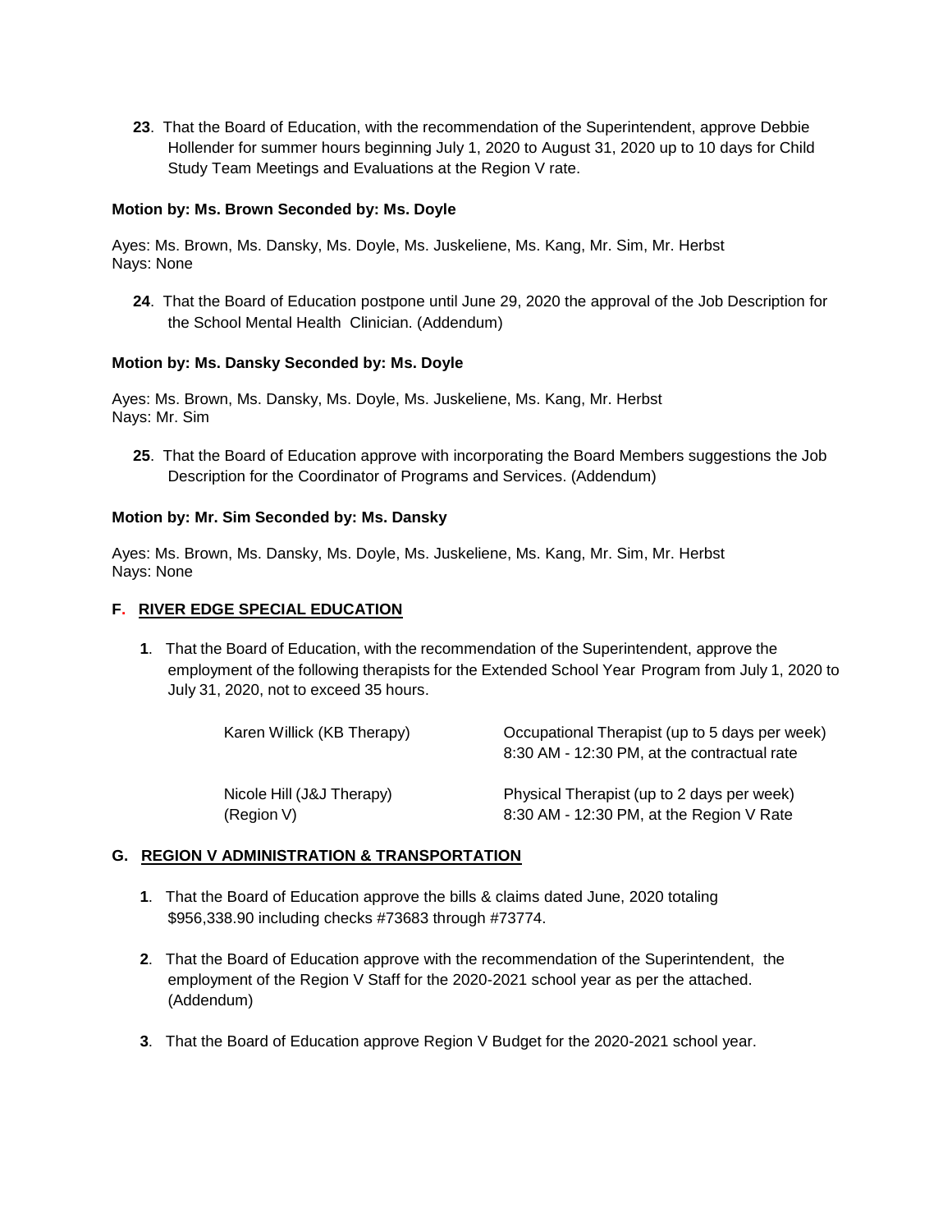**23**. That the Board of Education, with the recommendation of the Superintendent, approve Debbie Hollender for summer hours beginning July 1, 2020 to August 31, 2020 up to 10 days for Child Study Team Meetings and Evaluations at the Region V rate.

**Motion by: Ms. Brown Seconded by: Ms. Doyle**

Ayes: Ms. Brown, Ms. Dansky, Ms. Doyle, Ms. Juskeliene, Ms. Kang, Mr. Sim, Mr. Herbst
Nays: None

**24**. That the Board of Education postpone until June 29, 2020 the approval of the Job Description for the School Mental Health Clinician. (Addendum)

**Motion by: Ms. Dansky Seconded by: Ms. Doyle**

Ayes: Ms. Brown, Ms. Dansky, Ms. Doyle, Ms. Juskeliene, Ms. Kang, Mr. Herbst
Nays: Mr. Sim

**25**. That the Board of Education approve with incorporating the Board Members suggestions the Job Description for the Coordinator of Programs and Services. (Addendum)

**Motion by: Mr. Sim Seconded by: Ms. Dansky**

Ayes: Ms. Brown, Ms. Dansky, Ms. Doyle, Ms. Juskeliene, Ms. Kang, Mr. Sim, Mr. Herbst
Nays: None

## F. RIVER EDGE SPECIAL EDUCATION

**1**. That the Board of Education, with the recommendation of the Superintendent, approve the employment of the following therapists for the Extended School Year Program from July 1, 2020 to July 31, 2020, not to exceed 35 hours.

| | |
|---|---|
| Karen Willick (KB Therapy) | Occupational Therapist (up to 5 days per week) 8:30 AM - 12:30 PM, at the contractual rate |
| Nicole Hill (J&J Therapy) (Region V) | Physical Therapist (up to 2 days per week) 8:30 AM - 12:30 PM, at the Region V Rate |

## G. REGION V ADMINISTRATION & TRANSPORTATION

**1**. That the Board of Education approve the bills & claims dated June, 2020 totaling $956,338.90 including checks #73683 through #73774.

**2**. That the Board of Education approve with the recommendation of the Superintendent, the employment of the Region V Staff for the 2020-2021 school year as per the attached. (Addendum)

**3**. That the Board of Education approve Region V Budget for the 2020-2021 school year.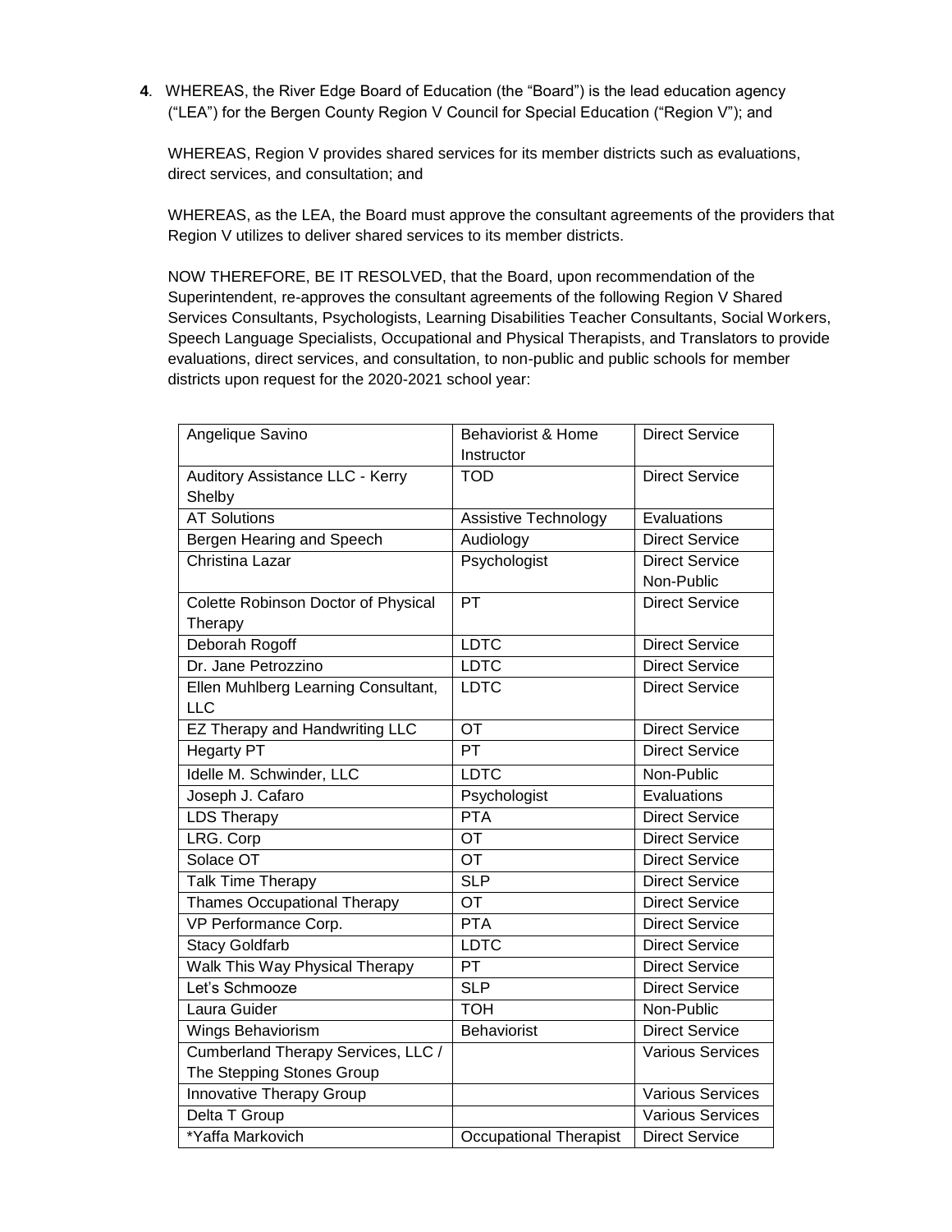**4**. WHEREAS, the River Edge Board of Education (the "Board") is the lead education agency ("LEA") for the Bergen County Region V Council for Special Education ("Region V"); and

WHEREAS, Region V provides shared services for its member districts such as evaluations, direct services, and consultation; and

WHEREAS, as the LEA, the Board must approve the consultant agreements of the providers that Region V utilizes to deliver shared services to its member districts.

NOW THEREFORE, BE IT RESOLVED, that the Board, upon recommendation of the Superintendent, re-approves the consultant agreements of the following Region V Shared Services Consultants, Psychologists, Learning Disabilities Teacher Consultants, Social Workers, Speech Language Specialists, Occupational and Physical Therapists, and Translators to provide evaluations, direct services, and consultation, to non-public and public schools for member districts upon request for the 2020-2021 school year:

| | | |
|---|---|---|
| Angelique Savino | Behaviorist & Home Instructor | Direct Service |
| Auditory Assistance LLC - Kerry Shelby | TOD | Direct Service |
| AT Solutions | Assistive Technology | Evaluations |
| Bergen Hearing and Speech | Audiology | Direct Service |
| Christina Lazar | Psychologist | Direct Service Non-Public |
| Colette Robinson Doctor of Physical Therapy | PT | Direct Service |
| Deborah Rogoff | LDTC | Direct Service |
| Dr. Jane Petrozzino | LDTC | Direct Service |
| Ellen Muhlberg Learning Consultant, LLC | LDTC | Direct Service |
| EZ Therapy and Handwriting LLC | OT | Direct Service |
| Hegarty PT | PT | Direct Service |
| Idelle M. Schwinder, LLC | LDTC | Non-Public |
| Joseph J. Cafaro | Psychologist | Evaluations |
| LDS Therapy | PTA | Direct Service |
| LRG. Corp | OT | Direct Service |
| Solace OT | OT | Direct Service |
| Talk Time Therapy | SLP | Direct Service |
| Thames Occupational Therapy | OT | Direct Service |
| VP Performance Corp. | PTA | Direct Service |
| Stacy Goldfarb | LDTC | Direct Service |
| Walk This Way Physical Therapy | PT | Direct Service |
| Let's Schmooze | SLP | Direct Service |
| Laura Guider | TOH | Non-Public |
| Wings Behaviorism | Behaviorist | Direct Service |
| Cumberland Therapy Services, LLC / The Stepping Stones Group | | Various Services |
| Innovative Therapy Group | | Various Services |
| Delta T Group | | Various Services |
| *Yaffa Markovich | Occupational Therapist | Direct Service |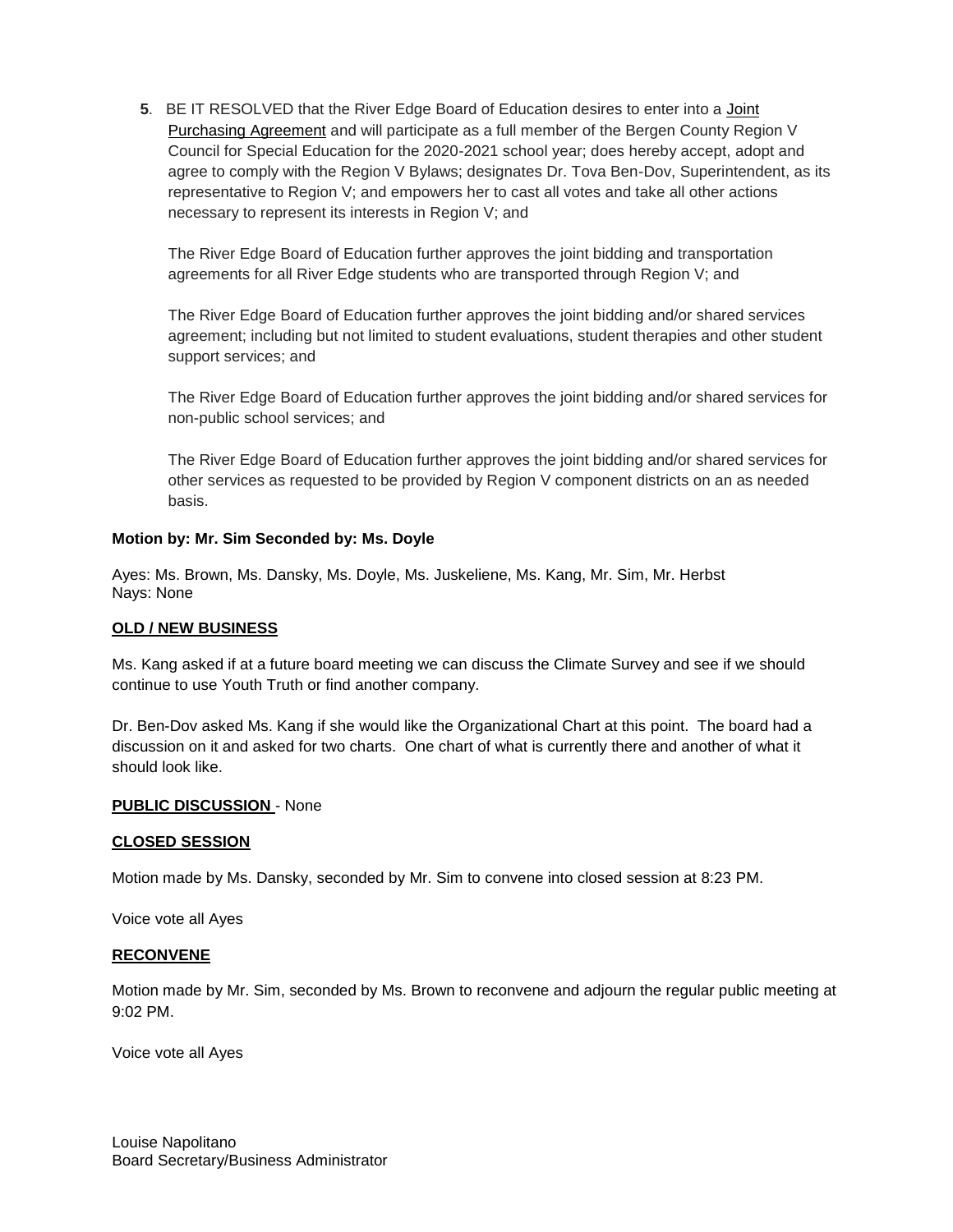**5**. BE IT RESOLVED that the River Edge Board of Education desires to enter into a Joint Purchasing Agreement and will participate as a full member of the Bergen County Region V Council for Special Education for the 2020-2021 school year; does hereby accept, adopt and agree to comply with the Region V Bylaws; designates Dr. Tova Ben-Dov, Superintendent, as its representative to Region V; and empowers her to cast all votes and take all other actions necessary to represent its interests in Region V; and

The River Edge Board of Education further approves the joint bidding and transportation agreements for all River Edge students who are transported through Region V; and

The River Edge Board of Education further approves the joint bidding and/or shared services agreement; including but not limited to student evaluations, student therapies and other student support services; and

The River Edge Board of Education further approves the joint bidding and/or shared services for non-public school services; and

The River Edge Board of Education further approves the joint bidding and/or shared services for other services as requested to be provided by Region V component districts on an as needed basis.

**Motion by: Mr. Sim Seconded by: Ms. Doyle**

Ayes: Ms. Brown, Ms. Dansky, Ms. Doyle, Ms. Juskeliene, Ms. Kang, Mr. Sim, Mr. Herbst
Nays: None

**OLD / NEW BUSINESS**

Ms. Kang asked if at a future board meeting we can discuss the Climate Survey and see if we should continue to use Youth Truth or find another company.

Dr. Ben-Dov asked Ms. Kang if she would like the Organizational Chart at this point. The board had a discussion on it and asked for two charts. One chart of what is currently there and another of what it should look like.

**PUBLIC DISCUSSION** - None

**CLOSED SESSION**

Motion made by Ms. Dansky, seconded by Mr. Sim to convene into closed session at 8:23 PM.

Voice vote all Ayes

**RECONVENE**

Motion made by Mr. Sim, seconded by Ms. Brown to reconvene and adjourn the regular public meeting at 9:02 PM.

Voice vote all Ayes

Louise Napolitano
Board Secretary/Business Administrator